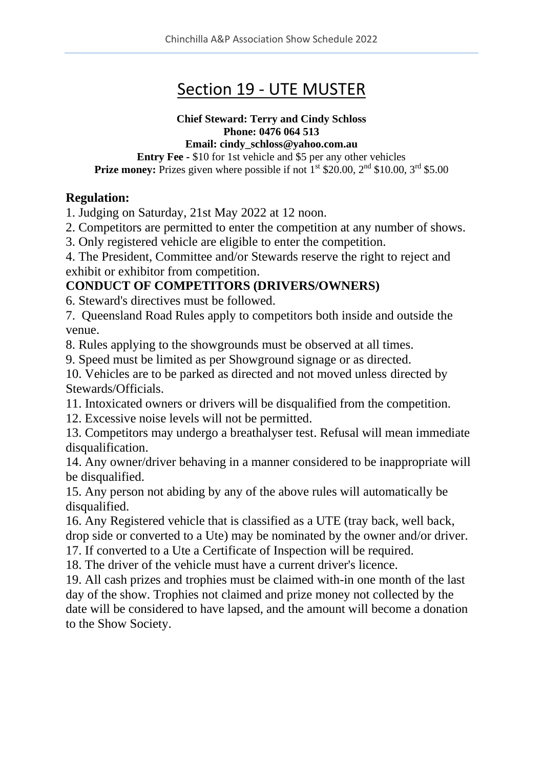# Section 19 - UTE MUSTER

**Chief Steward: Terry and Cindy Schloss**
**Phone: 0476 064 513**
**Email: cindy_schloss@yahoo.com.au**

**Entry Fee -** $10 for 1st vehicle and $5 per any other vehicles
**Prize money:** Prizes given where possible if not 1st $20.00, 2nd $10.00, 3rd $5.00

## Regulation:

1. Judging on Saturday, 21st May 2022 at 12 noon.
2. Competitors are permitted to enter the competition at any number of shows.
3. Only registered vehicle are eligible to enter the competition.
4. The President, Committee and/or Stewards reserve the right to reject and exhibit or exhibitor from competition.

**CONDUCT OF COMPETITORS (DRIVERS/OWNERS)**

6. Steward's directives must be followed.
7. Queensland Road Rules apply to competitors both inside and outside the venue.
8. Rules applying to the showgrounds must be observed at all times.
9. Speed must be limited as per Showground signage or as directed.
10. Vehicles are to be parked as directed and not moved unless directed by Stewards/Officials.
11. Intoxicated owners or drivers will be disqualified from the competition.
12. Excessive noise levels will not be permitted.
13. Competitors may undergo a breathalyser test. Refusal will mean immediate disqualification.
14. Any owner/driver behaving in a manner considered to be inappropriate will be disqualified.
15. Any person not abiding by any of the above rules will automatically be disqualified.
16. Any Registered vehicle that is classified as a UTE (tray back, well back, drop side or converted to a Ute) may be nominated by the owner and/or driver.
17. If converted to a Ute a Certificate of Inspection will be required.
18. The driver of the vehicle must have a current driver's licence.
19. All cash prizes and trophies must be claimed with-in one month of the last day of the show. Trophies not claimed and prize money not collected by the date will be considered to have lapsed, and the amount will become a donation to the Show Society.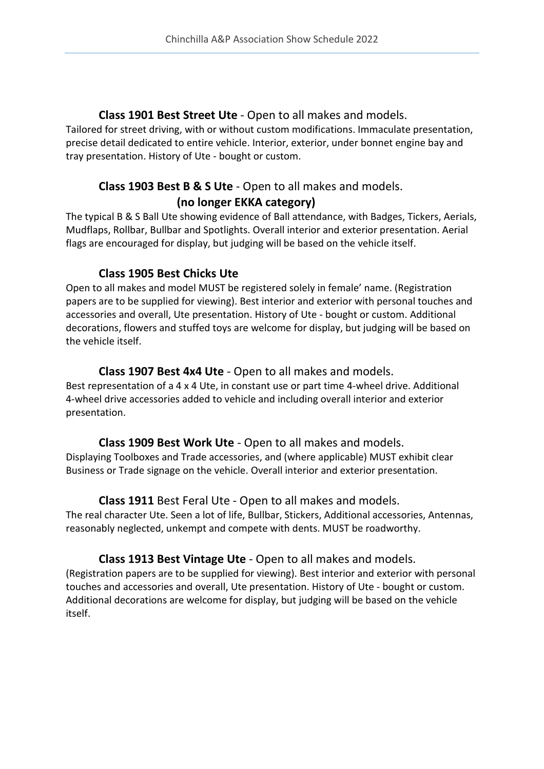### **Class 1901 Best Street Ute** - Open to all makes and models.

Tailored for street driving, with or without custom modifications. Immaculate presentation, precise detail dedicated to entire vehicle. Interior, exterior, under bonnet engine bay and tray presentation. History of Ute - bought or custom.

### **Class 1903 Best B & S Ute** - Open to all makes and models. **(no longer EKKA category)**

The typical B & S Ball Ute showing evidence of Ball attendance, with Badges, Tickers, Aerials, Mudflaps, Rollbar, Bullbar and Spotlights. Overall interior and exterior presentation. Aerial flags are encouraged for display, but judging will be based on the vehicle itself.

### **Class 1905 Best Chicks Ute**

Open to all makes and model MUST be registered solely in female' name. (Registration papers are to be supplied for viewing). Best interior and exterior with personal touches and accessories and overall, Ute presentation. History of Ute - bought or custom. Additional decorations, flowers and stuffed toys are welcome for display, but judging will be based on the vehicle itself.

### **Class 1907 Best 4x4 Ute** - Open to all makes and models.

Best representation of a 4 x 4 Ute, in constant use or part time 4-wheel drive. Additional 4-wheel drive accessories added to vehicle and including overall interior and exterior presentation.

### **Class 1909 Best Work Ute** - Open to all makes and models.

Displaying Toolboxes and Trade accessories, and (where applicable) MUST exhibit clear Business or Trade signage on the vehicle. Overall interior and exterior presentation.

### **Class 1911** Best Feral Ute - Open to all makes and models.

The real character Ute. Seen a lot of life, Bullbar, Stickers, Additional accessories, Antennas, reasonably neglected, unkempt and compete with dents. MUST be roadworthy.

### **Class 1913 Best Vintage Ute** - Open to all makes and models.

(Registration papers are to be supplied for viewing). Best interior and exterior with personal touches and accessories and overall, Ute presentation. History of Ute - bought or custom. Additional decorations are welcome for display, but judging will be based on the vehicle itself.